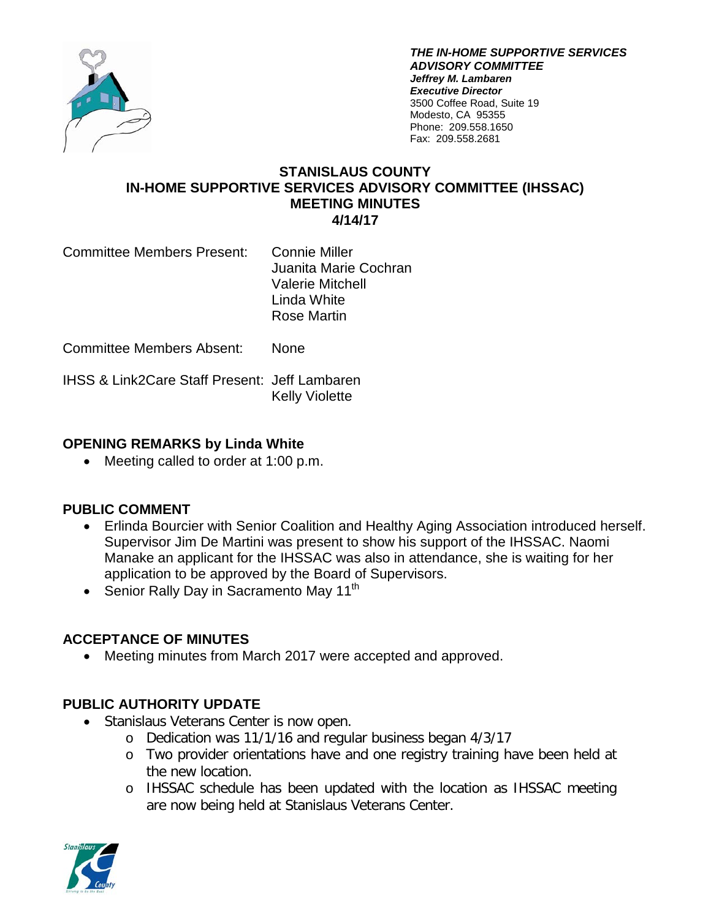***THE IN-HOME SUPPORTIVE SERVICES ADVISORY COMMITTEE***
***Jeffrey M. Lambaren***
***Executive Director***
3500 Coffee Road, Suite 19
Modesto, CA 95355
Phone: 209.558.1650
Fax: 209.558.2681

# STANISLAUS COUNTY IN-HOME SUPPORTIVE SERVICES ADVISORY COMMITTEE (IHSSAC) MEETING MINUTES 4/14/17

Committee Members Present: Connie Miller
Juanita Marie Cochran
Valerie Mitchell
Linda White
Rose Martin

Committee Members Absent: None

IHSS & Link2Care Staff Present: Jeff Lambaren
Kelly Violette

## OPENING REMARKS by Linda White

- Meeting called to order at 1:00 p.m.

## PUBLIC COMMENT

- Erlinda Bourcier with Senior Coalition and Healthy Aging Association introduced herself. Supervisor Jim De Martini was present to show his support of the IHSSAC. Naomi Manake an applicant for the IHSSAC was also in attendance, she is waiting for her application to be approved by the Board of Supervisors.
- Senior Rally Day in Sacramento May 11th

## ACCEPTANCE OF MINUTES

- Meeting minutes from March 2017 were accepted and approved.

## PUBLIC AUTHORITY UPDATE

- Stanislaus Veterans Center is now open.
  - Dedication was 11/1/16 and regular business began 4/3/17
  - Two provider orientations have and one registry training have been held at the new location.
  - IHSSAC schedule has been updated with the location as IHSSAC meeting are now being held at Stanislaus Veterans Center.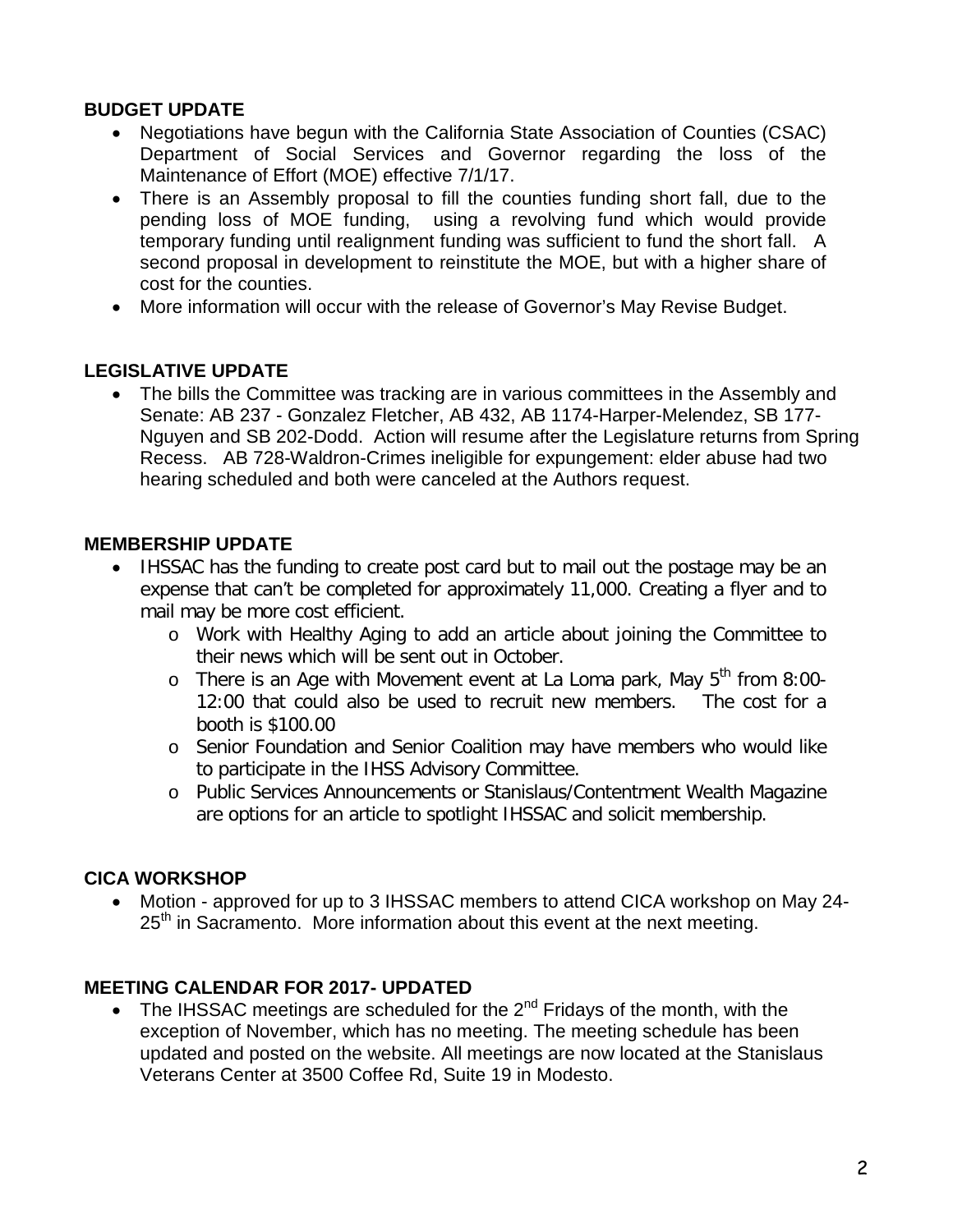**BUDGET UPDATE**

- Negotiations have begun with the California State Association of Counties (CSAC) Department of Social Services and Governor regarding the loss of the Maintenance of Effort (MOE) effective 7/1/17.
- There is an Assembly proposal to fill the counties funding short fall, due to the pending loss of MOE funding, using a revolving fund which would provide temporary funding until realignment funding was sufficient to fund the short fall. A second proposal in development to reinstitute the MOE, but with a higher share of cost for the counties.
- More information will occur with the release of Governor's May Revise Budget.

**LEGISLATIVE UPDATE**

- The bills the Committee was tracking are in various committees in the Assembly and Senate: AB 237 - Gonzalez Fletcher, AB 432, AB 1174-Harper-Melendez, SB 177-Nguyen and SB 202-Dodd. Action will resume after the Legislature returns from Spring Recess. AB 728-Waldron-Crimes ineligible for expungement: elder abuse had two hearing scheduled and both were canceled at the Authors request.

**MEMBERSHIP UPDATE**

- IHSSAC has the funding to create post card but to mail out the postage may be an expense that can't be completed for approximately 11,000. Creating a flyer and to mail may be more cost efficient.
  - Work with Healthy Aging to add an article about joining the Committee to their news which will be sent out in October.
  - There is an Age with Movement event at La Loma park, May 5th from 8:00-12:00 that could also be used to recruit new members. The cost for a booth is $100.00
  - Senior Foundation and Senior Coalition may have members who would like to participate in the IHSS Advisory Committee.
  - Public Services Announcements or Stanislaus/Contentment Wealth Magazine are options for an article to spotlight IHSSAC and solicit membership.

**CICA WORKSHOP**

- Motion - approved for up to 3 IHSSAC members to attend CICA workshop on May 24-25th in Sacramento. More information about this event at the next meeting.

**MEETING CALENDAR FOR 2017- UPDATED**

- The IHSSAC meetings are scheduled for the 2nd Fridays of the month, with the exception of November, which has no meeting. The meeting schedule has been updated and posted on the website. All meetings are now located at the Stanislaus Veterans Center at 3500 Coffee Rd, Suite 19 in Modesto.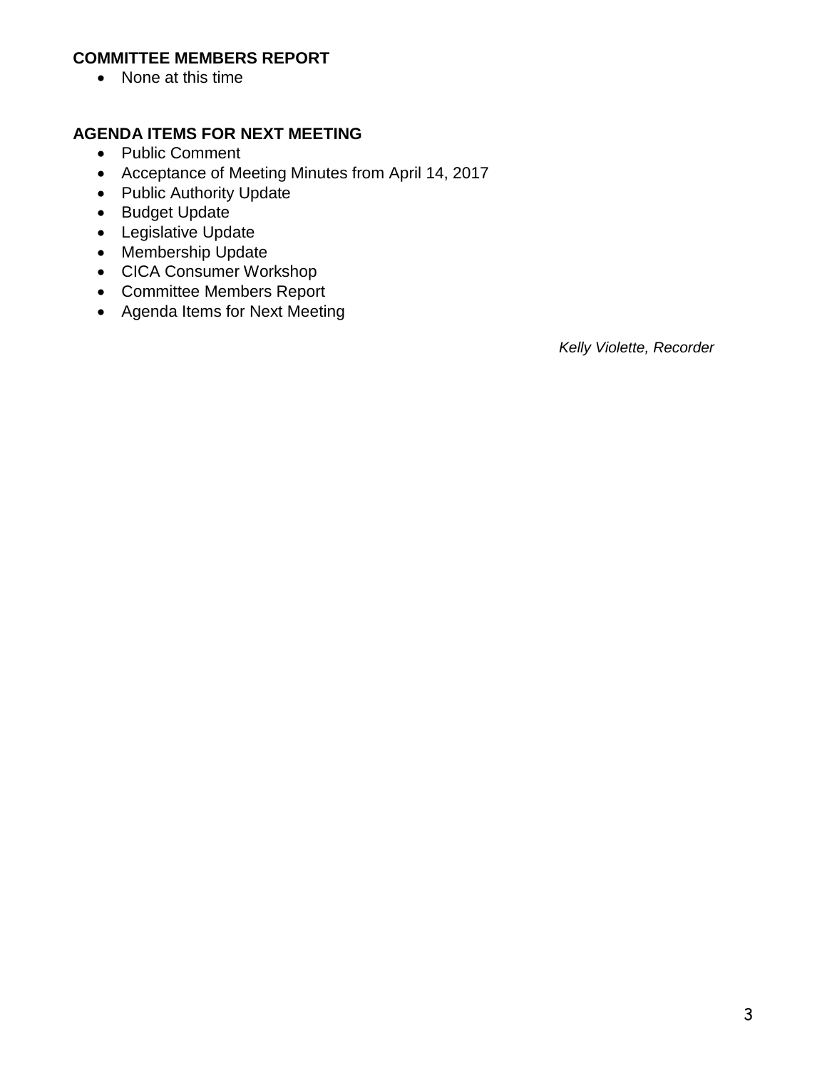**COMMITTEE MEMBERS REPORT**

- None at this time

**AGENDA ITEMS FOR NEXT MEETING**

- Public Comment
- Acceptance of Meeting Minutes from April 14, 2017
- Public Authority Update
- Budget Update
- Legislative Update
- Membership Update
- CICA Consumer Workshop
- Committee Members Report
- Agenda Items for Next Meeting

*Kelly Violette, Recorder*